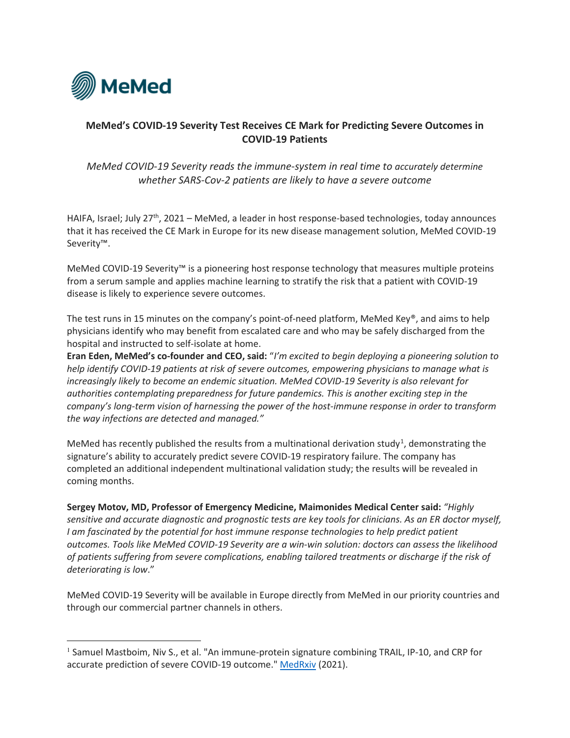MeMed

## MeMed's COVID-19 Severity Test Receives CE Mark for Predicting Severe Outcomes in COVID-19 Patients

*MeMed COVID-19 Severity reads the immune-system in real time to accurately determine whether SARS-Cov-2 patients are likely to have a severe outcome*

HAIFA, Israel; July 27th, 2021 – MeMed, a leader in host response-based technologies, today announces that it has received the CE Mark in Europe for its new disease management solution, MeMed COVID-19 Severity™.

MeMed COVID-19 Severity™ is a pioneering host response technology that measures multiple proteins from a serum sample and applies machine learning to stratify the risk that a patient with COVID-19 disease is likely to experience severe outcomes.

The test runs in 15 minutes on the company's point-of-need platform, MeMed Key®, and aims to help physicians identify who may benefit from escalated care and who may be safely discharged from the hospital and instructed to self-isolate at home.

**Eran Eden, MeMed's co-founder and CEO, said:** "*I'm excited to begin deploying a pioneering solution to help identify COVID-19 patients at risk of severe outcomes, empowering physicians to manage what is increasingly likely to become an endemic situation. MeMed COVID-19 Severity is also relevant for authorities contemplating preparedness for future pandemics. This is another exciting step in the company's long-term vision of harnessing the power of the host-immune response in order to transform the way infections are detected and managed."*

MeMed has recently published the results from a multinational derivation study[1], demonstrating the signature's ability to accurately predict severe COVID-19 respiratory failure. The company has completed an additional independent multinational validation study; the results will be revealed in coming months.

**Sergey Motov, MD, Professor of Emergency Medicine, Maimonides Medical Center said:** *"Highly sensitive and accurate diagnostic and prognostic tests are key tools for clinicians. As an ER doctor myself, I am fascinated by the potential for host immune response technologies to help predict patient outcomes. Tools like MeMed COVID-19 Severity are a win-win solution: doctors can assess the likelihood of patients suffering from severe complications, enabling tailored treatments or discharge if the risk of deteriorating is low*."

MeMed COVID-19 Severity will be available in Europe directly from MeMed in our priority countries and through our commercial partner channels in others.

---

[1] Samuel Mastboim, Niv S., et al. "An immune-protein signature combining TRAIL, IP-10, and CRP for accurate prediction of severe COVID-19 outcome." MedRxiv (2021).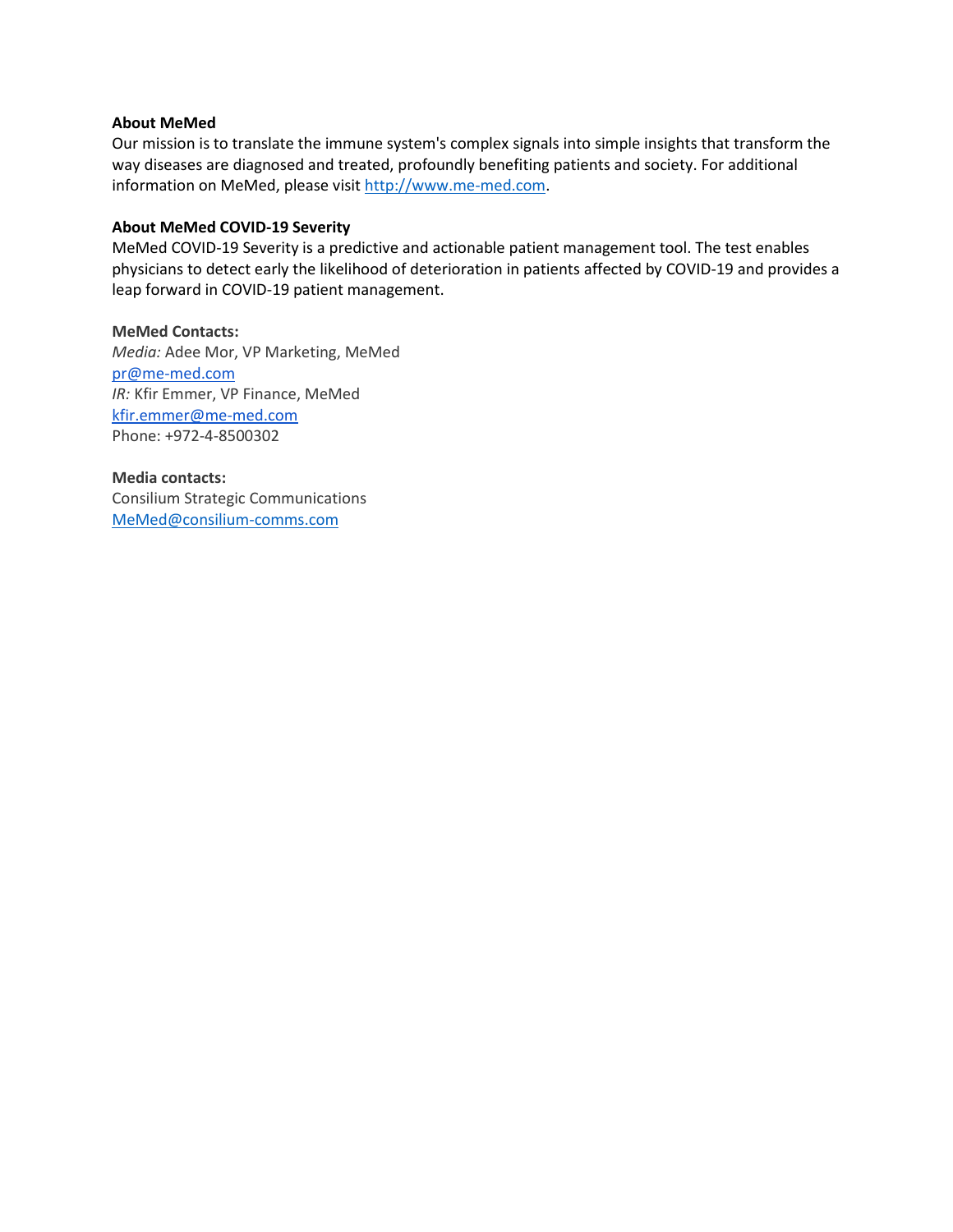**About MeMed**

Our mission is to translate the immune system's complex signals into simple insights that transform the way diseases are diagnosed and treated, profoundly benefiting patients and society. For additional information on MeMed, please visit http://www.me-med.com.

**About MeMed COVID-19 Severity**

MeMed COVID-19 Severity is a predictive and actionable patient management tool. The test enables physicians to detect early the likelihood of deterioration in patients affected by COVID-19 and provides a leap forward in COVID-19 patient management.

**MeMed Contacts:**

*Media:* Adee Mor, VP Marketing, MeMed  
pr@me-med.com  
*IR:* Kfir Emmer, VP Finance, MeMed  
kfir.emmer@me-med.com  
Phone: +972-4-8500302

**Media contacts:**

Consilium Strategic Communications  
MeMed@consilium-comms.com